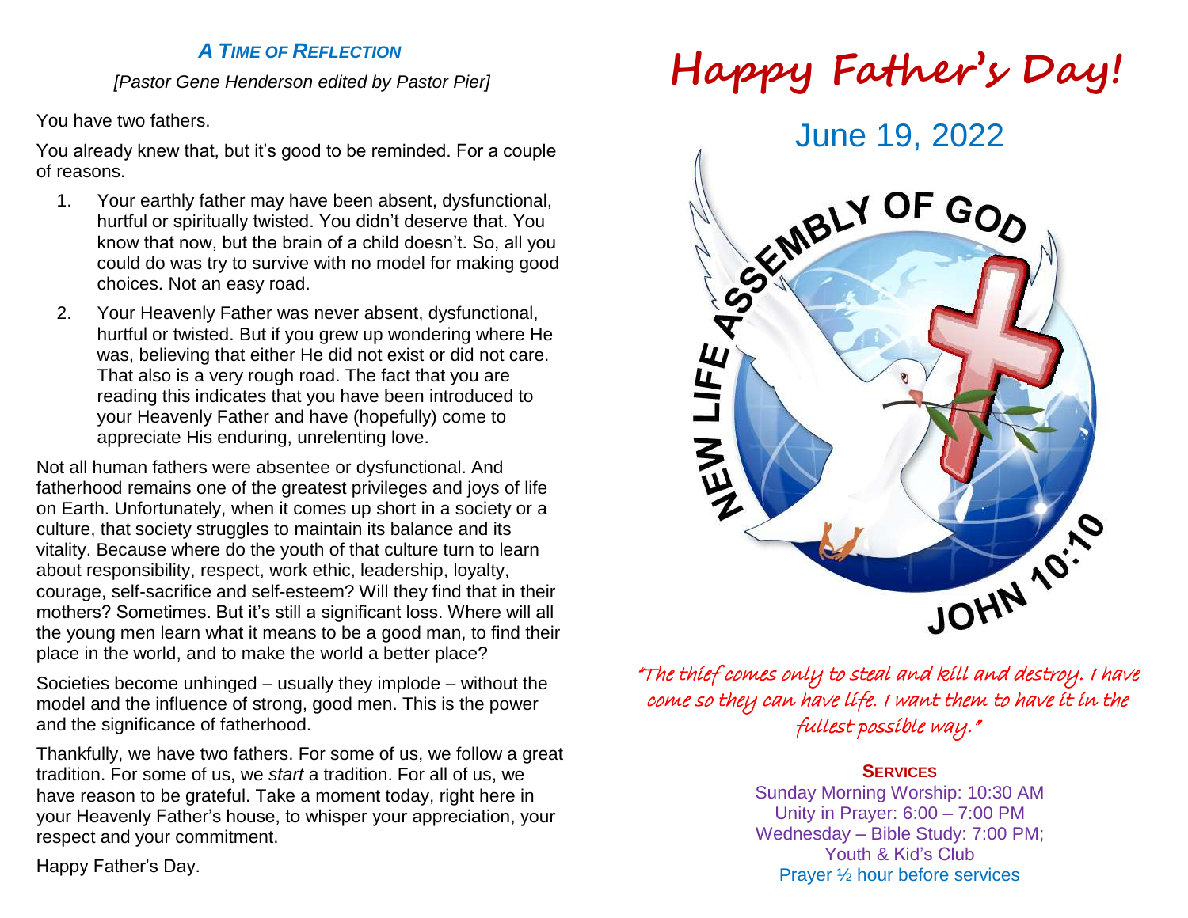## *A Time of Reflection*

*[Pastor Gene Henderson edited by Pastor Pier]*

You have two fathers.

You already knew that, but it's good to be reminded. For a couple of reasons.

1. Your earthly father may have been absent, dysfunctional, hurtful or spiritually twisted. You didn't deserve that. You know that now, but the brain of a child doesn't. So, all you could do was try to survive with no model for making good choices. Not an easy road.
2. Your Heavenly Father was never absent, dysfunctional, hurtful or twisted. But if you grew up wondering where He was, believing that either He did not exist or did not care. That also is a very rough road. The fact that you are reading this indicates that you have been introduced to your Heavenly Father and have (hopefully) come to appreciate His enduring, unrelenting love.

Not all human fathers were absentee or dysfunctional. And fatherhood remains one of the greatest privileges and joys of life on Earth. Unfortunately, when it comes up short in a society or a culture, that society struggles to maintain its balance and its vitality. Because where do the youth of that culture turn to learn about responsibility, respect, work ethic, leadership, loyalty, courage, self-sacrifice and self-esteem? Will they find that in their mothers? Sometimes. But it's still a significant loss. Where will all the young men learn what it means to be a good man, to find their place in the world, and to make the world a better place?

Societies become unhinged – usually they implode – without the model and the influence of strong, good men. This is the power and the significance of fatherhood.

Thankfully, we have two fathers. For some of us, we follow a great tradition. For some of us, we *start* a tradition. For all of us, we have reason to be grateful. Take a moment today, right here in your Heavenly Father's house, to whisper your appreciation, your respect and your commitment.

Happy Father's Day.

# Happy Father's Day!

## June 19, 2022

NEW LIFE ASSEMBLY OF GOD

JOHN 10:10

*"The thief comes only to steal and kill and destroy. I have come so they can have life. I want them to have it in the fullest possible way."*

**Services**

Sunday Morning Worship: 10:30 AM
Unity in Prayer: 6:00 – 7:00 PM
Wednesday – Bible Study: 7:00 PM;
Youth & Kid's Club
Prayer ½ hour before services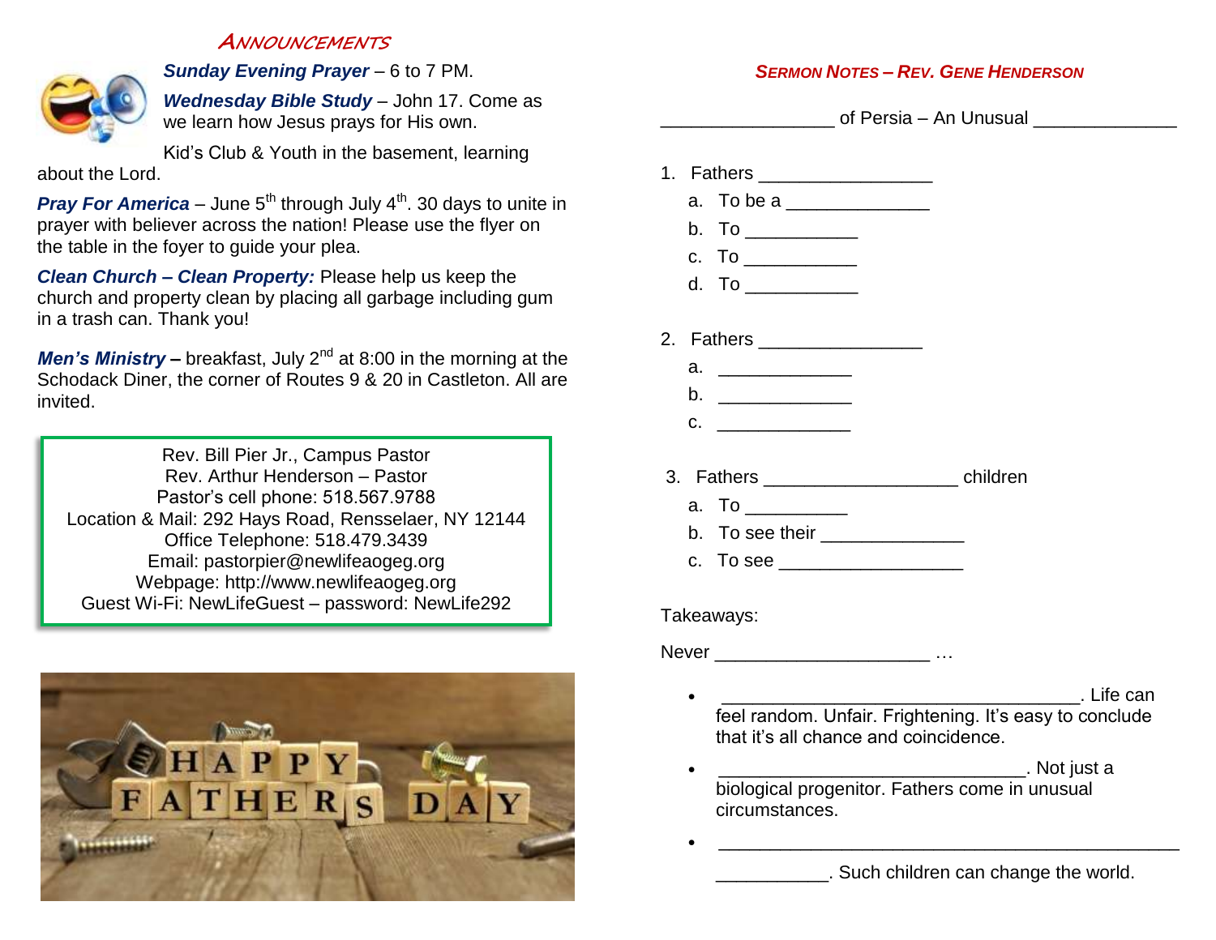## ANNOUNCEMENTS

***Sunday Evening Prayer*** – 6 to 7 PM.

***Wednesday Bible Study*** – John 17. Come as we learn how Jesus prays for His own.

Kid's Club & Youth in the basement, learning about the Lord.

***Pray For America*** – June 5th through July 4th. 30 days to unite in prayer with believer across the nation! Please use the flyer on the table in the foyer to guide your plea.

***Clean Church – Clean Property:*** Please help us keep the church and property clean by placing all garbage including gum in a trash can. Thank you!

***Men's Ministry*** **–** breakfast, July 2nd at 8:00 in the morning at the Schodack Diner, the corner of Routes 9 & 20 in Castleton. All are invited.

Rev. Bill Pier Jr., Campus Pastor
Rev. Arthur Henderson – Pastor
Pastor's cell phone: 518.567.9788
Location & Mail: 292 Hays Road, Rensselaer, NY 12144
Office Telephone: 518.479.3439
Email: pastorpier@newlifeaogeg.org
Webpage: http://www.newlifeaogeg.org
Guest Wi-Fi: NewLifeGuest – password: NewLife292

## SERMON NOTES – REV. GENE HENDERSON

________________ of Persia – An Unusual ______________

1. Fathers ________________
   a. To be a ______________
   b. To ___________
   c. To ___________
   d. To ___________

2. Fathers _______________
   a. _____________
   b. _____________
   c. _____________

3. Fathers __________________ children
   a. To __________
   b. To see their ______________
   c. To see _________________

Takeaways:

Never ____________________ …

- ___________________________________. Life can feel random. Unfair. Frightening. It's easy to conclude that it's all chance and coincidence.
- ______________________________. Not just a biological progenitor. Fathers come in unusual circumstances.
- _____________________________________________ ___________. Such children can change the world.